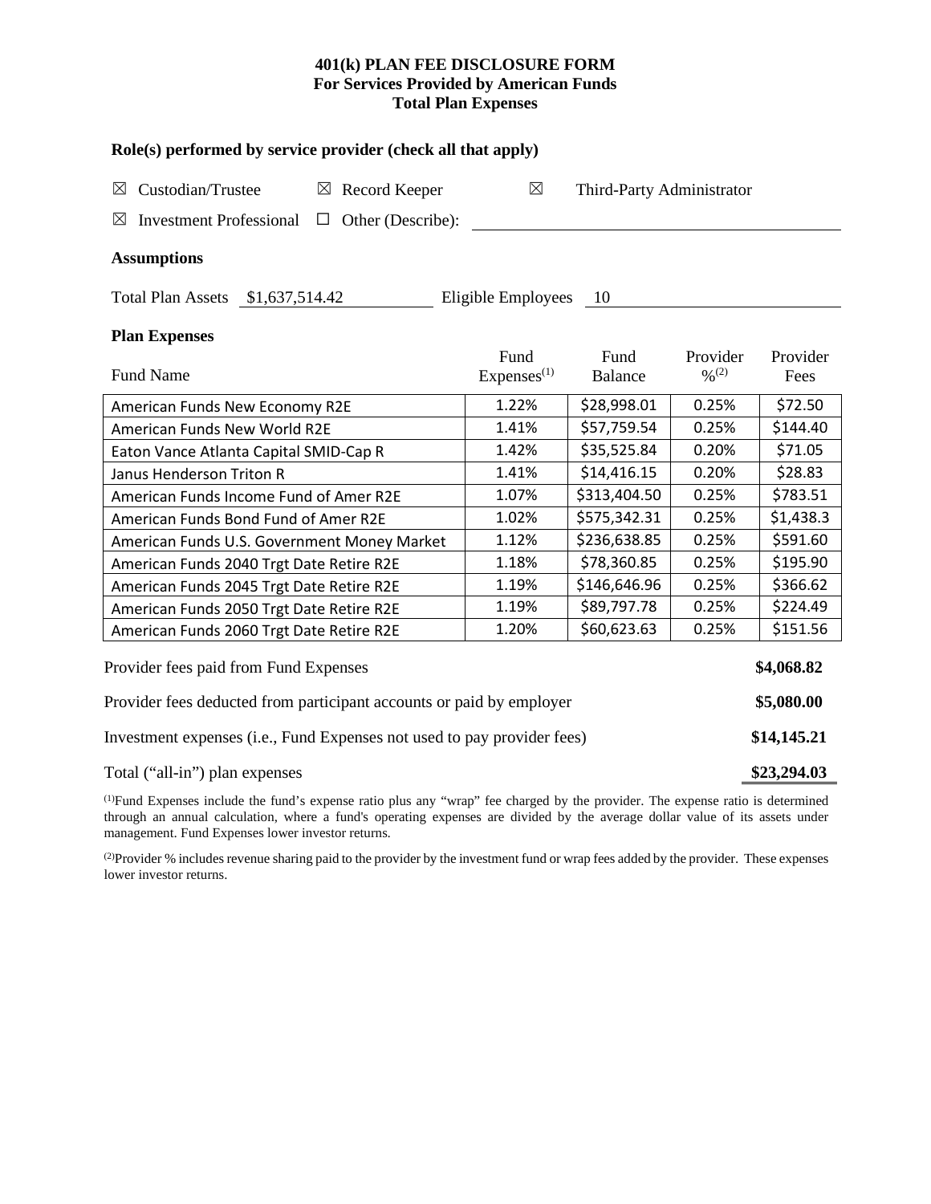**401(k) PLAN FEE DISCLOSURE FORM**
**For Services Provided by American Funds**
**Total Plan Expenses**

### Role(s) performed by service provider (check all that apply)

☒ Custodian/Trustee ☒ Record Keeper ☒ Third-Party Administrator

☒ Investment Professional ☐ Other (Describe):

### Assumptions

Total Plan Assets $1,637,514.42 Eligible Employees 10

### Plan Expenses

| Fund Name | Fund Expenses[1] | Fund Balance | Provider %[2] | Provider Fees |
|---|---|---|---|---|
| American Funds New Economy R2E | 1.22% | $28,998.01 | 0.25% | $72.50 |
| American Funds New World R2E | 1.41% | $57,759.54 | 0.25% | $144.40 |
| Eaton Vance Atlanta Capital SMID-Cap R | 1.42% | $35,525.84 | 0.20% | $71.05 |
| Janus Henderson Triton R | 1.41% | $14,416.15 | 0.20% | $28.83 |
| American Funds Income Fund of Amer R2E | 1.07% | $313,404.50 | 0.25% | $783.51 |
| American Funds Bond Fund of Amer R2E | 1.02% | $575,342.31 | 0.25% | $1,438.3 |
| American Funds U.S. Government Money Market | 1.12% | $236,638.85 | 0.25% | $591.60 |
| American Funds 2040 Trgt Date Retire R2E | 1.18% | $78,360.85 | 0.25% | $195.90 |
| American Funds 2045 Trgt Date Retire R2E | 1.19% | $146,646.96 | 0.25% | $366.62 |
| American Funds 2050 Trgt Date Retire R2E | 1.19% | $89,797.78 | 0.25% | $224.49 |
| American Funds 2060 Trgt Date Retire R2E | 1.20% | $60,623.63 | 0.25% | $151.56 |

| | |
|---|---|
| Provider fees paid from Fund Expenses | **$4,068.82** |
| Provider fees deducted from participant accounts or paid by employer | **$5,080.00** |
| Investment expenses (i.e., Fund Expenses not used to pay provider fees) | **$14,145.21** |
| Total ("all-in") plan expenses | **$23,294.03** |

[1]Fund Expenses include the fund's expense ratio plus any "wrap" fee charged by the provider. The expense ratio is determined through an annual calculation, where a fund's operating expenses are divided by the average dollar value of its assets under management. Fund Expenses lower investor returns.

[2]Provider % includes revenue sharing paid to the provider by the investment fund or wrap fees added by the provider. These expenses lower investor returns.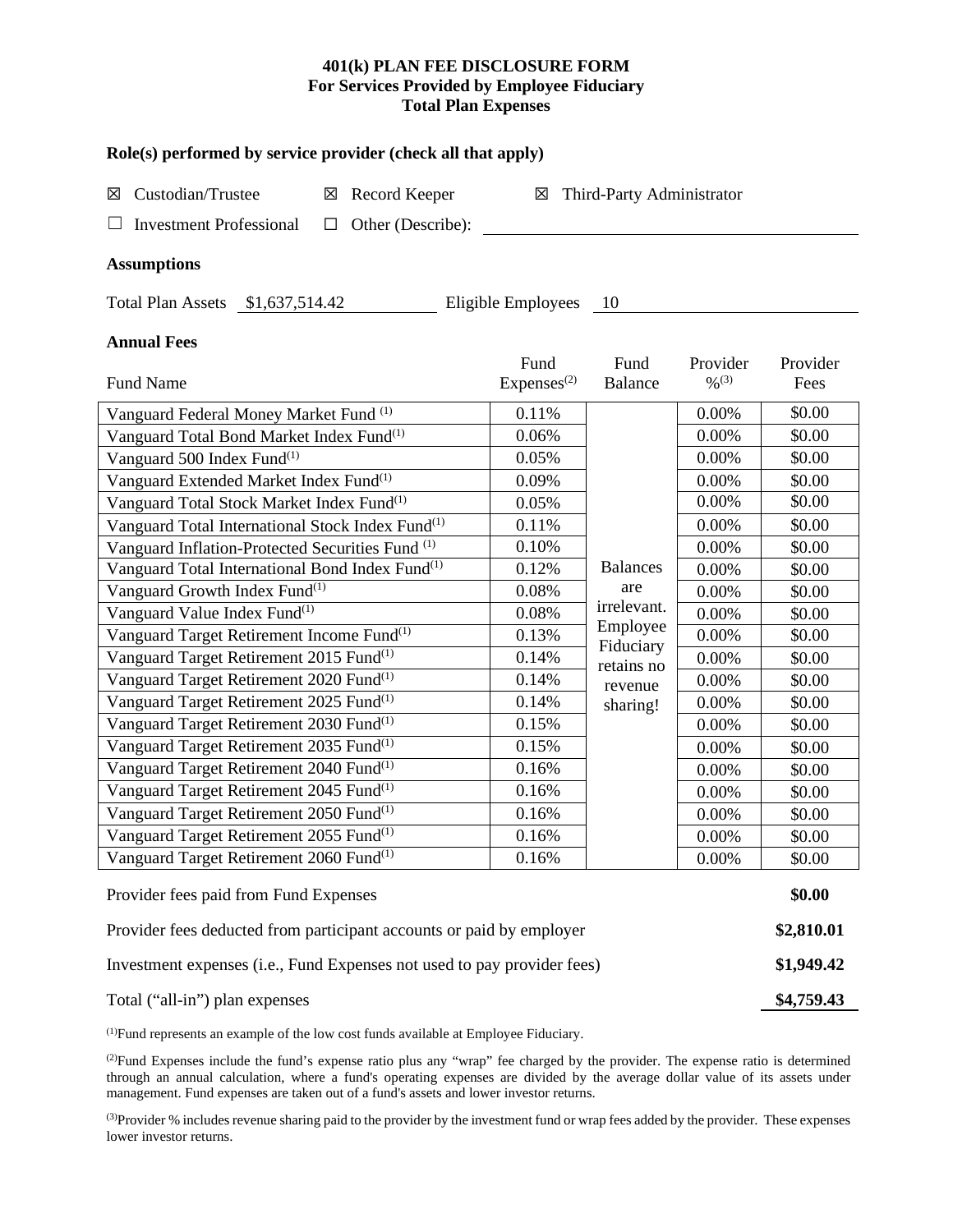**401(k) PLAN FEE DISCLOSURE FORM**
**For Services Provided by Employee Fiduciary**
**Total Plan Expenses**

### Role(s) performed by service provider (check all that apply)

☒ Custodian/Trustee ☒ Record Keeper ☒ Third-Party Administrator

☐ Investment Professional ☐ Other (Describe): ____________________

### Assumptions

Total Plan Assets $1,637,514.42 Eligible Employees 10

### Annual Fees

| Fund Name | Fund Expenses[2] | Fund Balance | Provider %[3] | Provider Fees |
|---|---|---|---|---|
| Vanguard Federal Money Market Fund [1] | 0.11% | Balances are irrelevant. Employee Fiduciary retains no revenue sharing! | 0.00% | $0.00 |
| Vanguard Total Bond Market Index Fund[1] | 0.06% | | 0.00% | $0.00 |
| Vanguard 500 Index Fund[1] | 0.05% | | 0.00% | $0.00 |
| Vanguard Extended Market Index Fund[1] | 0.09% | | 0.00% | $0.00 |
| Vanguard Total Stock Market Index Fund[1] | 0.05% | | 0.00% | $0.00 |
| Vanguard Total International Stock Index Fund[1] | 0.11% | | 0.00% | $0.00 |
| Vanguard Inflation-Protected Securities Fund [1] | 0.10% | | 0.00% | $0.00 |
| Vanguard Total International Bond Index Fund[1] | 0.12% | | 0.00% | $0.00 |
| Vanguard Growth Index Fund[1] | 0.08% | | 0.00% | $0.00 |
| Vanguard Value Index Fund[1] | 0.08% | | 0.00% | $0.00 |
| Vanguard Target Retirement Income Fund[1] | 0.13% | | 0.00% | $0.00 |
| Vanguard Target Retirement 2015 Fund[1] | 0.14% | | 0.00% | $0.00 |
| Vanguard Target Retirement 2020 Fund[1] | 0.14% | | 0.00% | $0.00 |
| Vanguard Target Retirement 2025 Fund[1] | 0.14% | | 0.00% | $0.00 |
| Vanguard Target Retirement 2030 Fund[1] | 0.15% | | 0.00% | $0.00 |
| Vanguard Target Retirement 2035 Fund[1] | 0.15% | | 0.00% | $0.00 |
| Vanguard Target Retirement 2040 Fund[1] | 0.16% | | 0.00% | $0.00 |
| Vanguard Target Retirement 2045 Fund[1] | 0.16% | | 0.00% | $0.00 |
| Vanguard Target Retirement 2050 Fund[1] | 0.16% | | 0.00% | $0.00 |
| Vanguard Target Retirement 2055 Fund[1] | 0.16% | | 0.00% | $0.00 |
| Vanguard Target Retirement 2060 Fund[1] | 0.16% | | 0.00% | $0.00 |

| | |
|---|---|
| Provider fees paid from Fund Expenses | **$0.00** |
| Provider fees deducted from participant accounts or paid by employer | **$2,810.01** |
| Investment expenses (i.e., Fund Expenses not used to pay provider fees) | **$1,949.42** |
| Total ("all-in") plan expenses | **$4,759.43** |

[1]Fund represents an example of the low cost funds available at Employee Fiduciary.

[2]Fund Expenses include the fund's expense ratio plus any "wrap" fee charged by the provider. The expense ratio is determined through an annual calculation, where a fund's operating expenses are divided by the average dollar value of its assets under management. Fund expenses are taken out of a fund's assets and lower investor returns.

[3]Provider % includes revenue sharing paid to the provider by the investment fund or wrap fees added by the provider. These expenses lower investor returns.